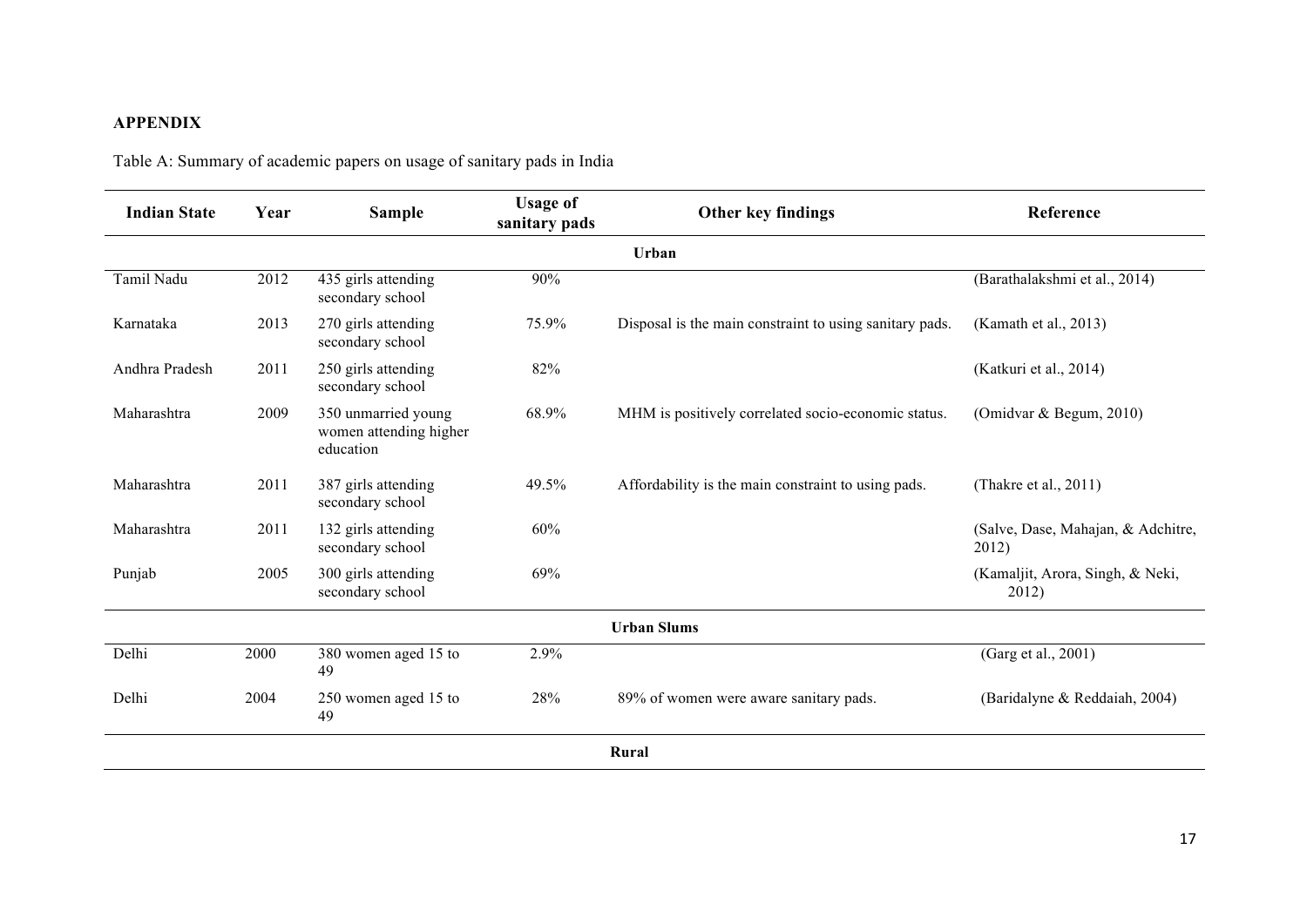## APPENDIX

Table A: Summary of academic papers on usage of sanitary pads in India

| Indian State | Year | Sample | Usage of sanitary pads | Other key findings | Reference |
|---|---|---|---|---|---|
| | | | **Urban** | | |
| Tamil Nadu | 2012 | 435 girls attending secondary school | 90% | | (Barathalakshmi et al., 2014) |
| Karnataka | 2013 | 270 girls attending secondary school | 75.9% | Disposal is the main constraint to using sanitary pads. | (Kamath et al., 2013) |
| Andhra Pradesh | 2011 | 250 girls attending secondary school | 82% | | (Katkuri et al., 2014) |
| Maharashtra | 2009 | 350 unmarried young women attending higher education | 68.9% | MHM is positively correlated socio-economic status. | (Omidvar & Begum, 2010) |
| Maharashtra | 2011 | 387 girls attending secondary school | 49.5% | Affordability is the main constraint to using pads. | (Thakre et al., 2011) |
| Maharashtra | 2011 | 132 girls attending secondary school | 60% | | (Salve, Dase, Mahajan, & Adchitre, 2012) |
| Punjab | 2005 | 300 girls attending secondary school | 69% | | (Kamaljit, Arora, Singh, & Neki, 2012) |
| | | | **Urban Slums** | | |
| Delhi | 2000 | 380 women aged 15 to 49 | 2.9% | | (Garg et al., 2001) |
| Delhi | 2004 | 250 women aged 15 to 49 | 28% | 89% of women were aware sanitary pads. | (Baridalyne & Reddaiah, 2004) |
| | | | **Rural** | | |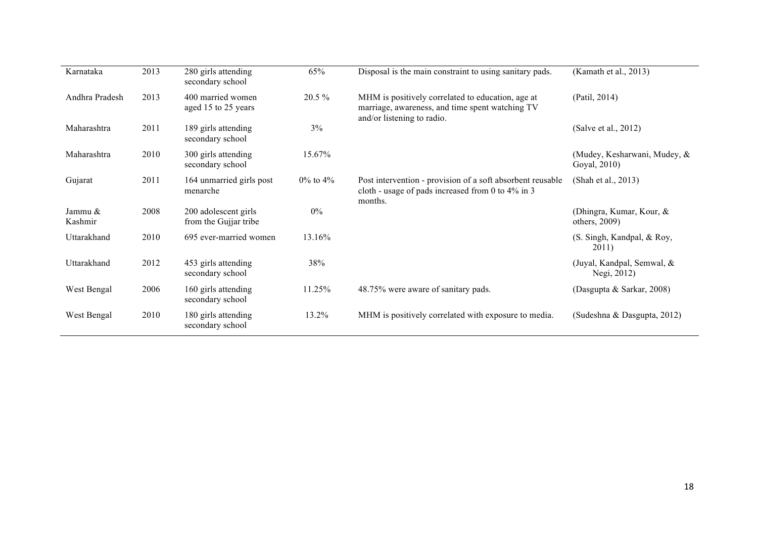| | | | | | |
|---|---|---|---|---|---|
| Karnataka | 2013 | 280 girls attending secondary school | 65% | Disposal is the main constraint to using sanitary pads. | (Kamath et al., 2013) |
| Andhra Pradesh | 2013 | 400 married women aged 15 to 25 years | 20.5 % | MHM is positively correlated to education, age at marriage, awareness, and time spent watching TV and/or listening to radio. | (Patil, 2014) |
| Maharashtra | 2011 | 189 girls attending secondary school | 3% | | (Salve et al., 2012) |
| Maharashtra | 2010 | 300 girls attending secondary school | 15.67% | | (Mudey, Kesharwani, Mudey, & Goyal, 2010) |
| Gujarat | 2011 | 164 unmarried girls post menarche | 0% to 4% | Post intervention - provision of a soft absorbent reusable cloth - usage of pads increased from 0 to 4% in 3 months. | (Shah et al., 2013) |
| Jammu & Kashmir | 2008 | 200 adolescent girls from the Gujjar tribe | 0% | | (Dhingra, Kumar, Kour, & others, 2009) |
| Uttarakhand | 2010 | 695 ever-married women | 13.16% | | (S. Singh, Kandpal, & Roy, 2011) |
| Uttarakhand | 2012 | 453 girls attending secondary school | 38% | | (Juyal, Kandpal, Semwal, & Negi, 2012) |
| West Bengal | 2006 | 160 girls attending secondary school | 11.25% | 48.75% were aware of sanitary pads. | (Dasgupta & Sarkar, 2008) |
| West Bengal | 2010 | 180 girls attending secondary school | 13.2% | MHM is positively correlated with exposure to media. | (Sudeshna & Dasgupta, 2012) |